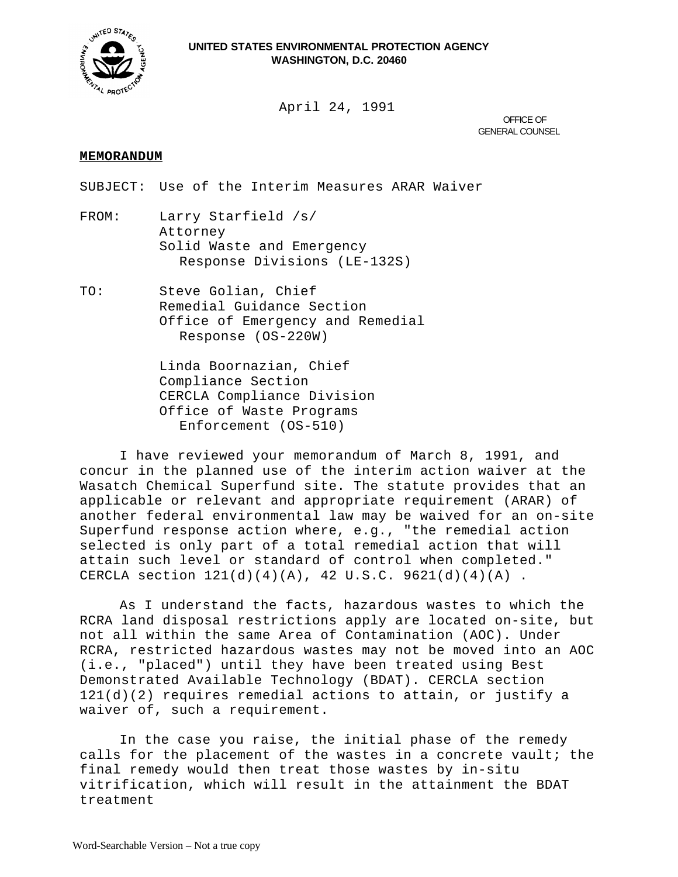**UNITED STATES ENVIRONMENTAL PROTECTION AGENCY**
**WASHINGTON, D.C. 20460**

April 24, 1991

OFFICE OF
GENERAL COUNSEL

**MEMORANDUM**

SUBJECT: Use of the Interim Measures ARAR Waiver

FROM: Larry Starfield /s/
Attorney
Solid Waste and Emergency
Response Divisions (LE-132S)

TO: Steve Golian, Chief
Remedial Guidance Section
Office of Emergency and Remedial
Response (OS-220W)

Linda Boornazian, Chief
Compliance Section
CERCLA Compliance Division
Office of Waste Programs
Enforcement (OS-510)

I have reviewed your memorandum of March 8, 1991, and concur in the planned use of the interim action waiver at the Wasatch Chemical Superfund site. The statute provides that an applicable or relevant and appropriate requirement (ARAR) of another federal environmental law may be waived for an on-site Superfund response action where, e.g., "the remedial action selected is only part of a total remedial action that will attain such level or standard of control when completed." CERCLA section 121(d)(4)(A), 42 U.S.C. 9621(d)(4)(A) .

As I understand the facts, hazardous wastes to which the RCRA land disposal restrictions apply are located on-site, but not all within the same Area of Contamination (AOC). Under RCRA, restricted hazardous wastes may not be moved into an AOC (i.e., "placed") until they have been treated using Best Demonstrated Available Technology (BDAT). CERCLA section 121(d)(2) requires remedial actions to attain, or justify a waiver of, such a requirement.

In the case you raise, the initial phase of the remedy calls for the placement of the wastes in a concrete vault; the final remedy would then treat those wastes by in-situ vitrification, which will result in the attainment the BDAT treatment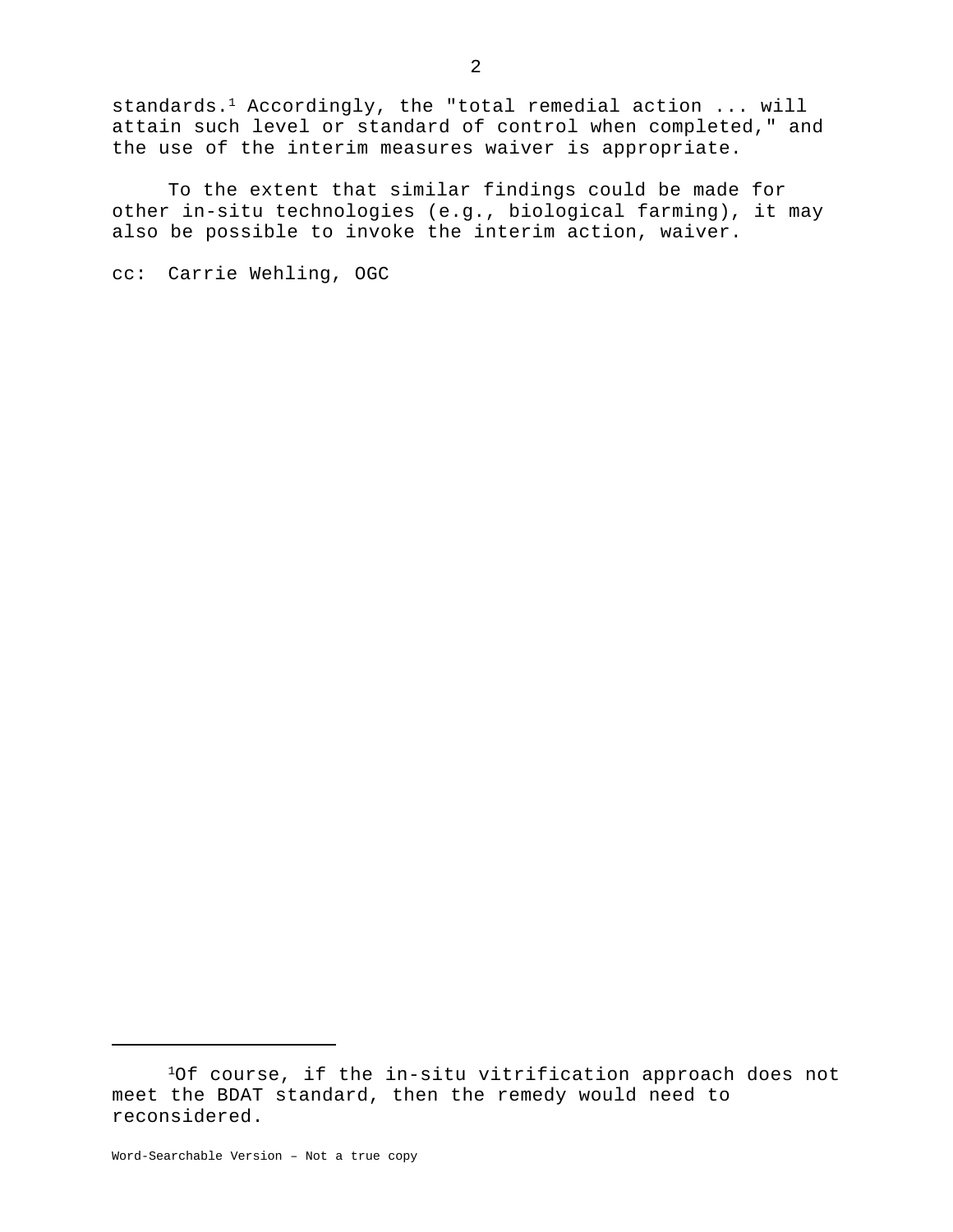standards.[1] Accordingly, the "total remedial action ... will attain such level or standard of control when completed," and the use of the interim measures waiver is appropriate.

To the extent that similar findings could be made for other in-situ technologies (e.g., biological farming), it may also be possible to invoke the interim action, waiver.

cc: Carrie Wehling, OGC

---

[1] Of course, if the in-situ vitrification approach does not meet the BDAT standard, then the remedy would need to reconsidered.

Word-Searchable Version – Not a true copy